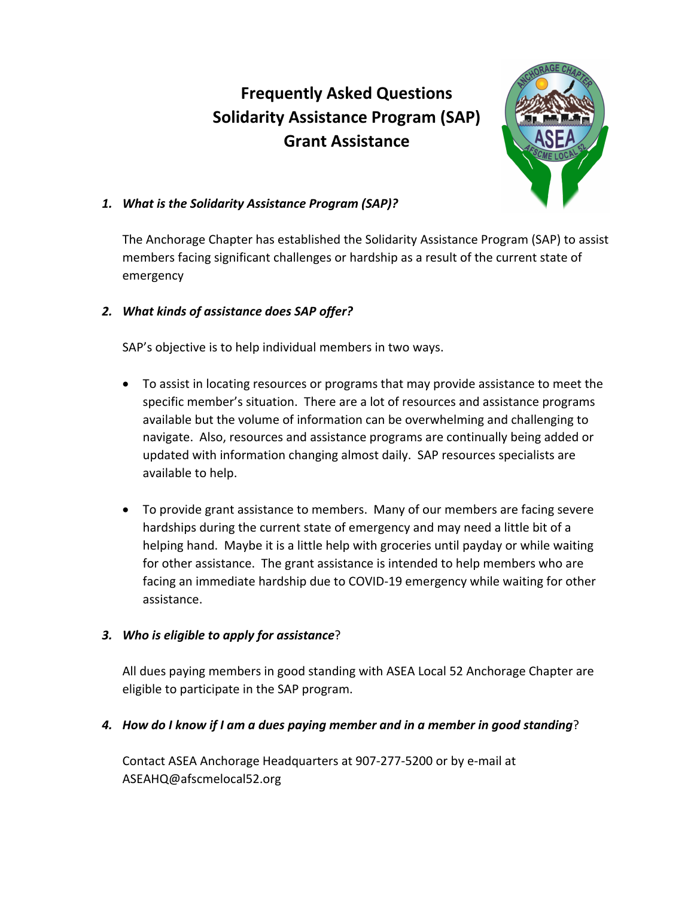# Frequently Asked Questions
# Solidarity Assistance Program (SAP)
# Grant Assistance

1. ***What is the Solidarity Assistance Program (SAP)?***

   The Anchorage Chapter has established the Solidarity Assistance Program (SAP) to assist members facing significant challenges or hardship as a result of the current state of emergency

2. ***What kinds of assistance does SAP offer?***

   SAP's objective is to help individual members in two ways.

   - To assist in locating resources or programs that may provide assistance to meet the specific member's situation. There are a lot of resources and assistance programs available but the volume of information can be overwhelming and challenging to navigate. Also, resources and assistance programs are continually being added or updated with information changing almost daily. SAP resources specialists are available to help.

   - To provide grant assistance to members. Many of our members are facing severe hardships during the current state of emergency and may need a little bit of a helping hand. Maybe it is a little help with groceries until payday or while waiting for other assistance. The grant assistance is intended to help members who are facing an immediate hardship due to COVID-19 emergency while waiting for other assistance.

3. ***Who is eligible to apply for assistance***?

   All dues paying members in good standing with ASEA Local 52 Anchorage Chapter are eligible to participate in the SAP program.

4. ***How do I know if I am a dues paying member and in a member in good standing***?

   Contact ASEA Anchorage Headquarters at 907-277-5200 or by e-mail at ASEAHQ@afscmelocal52.org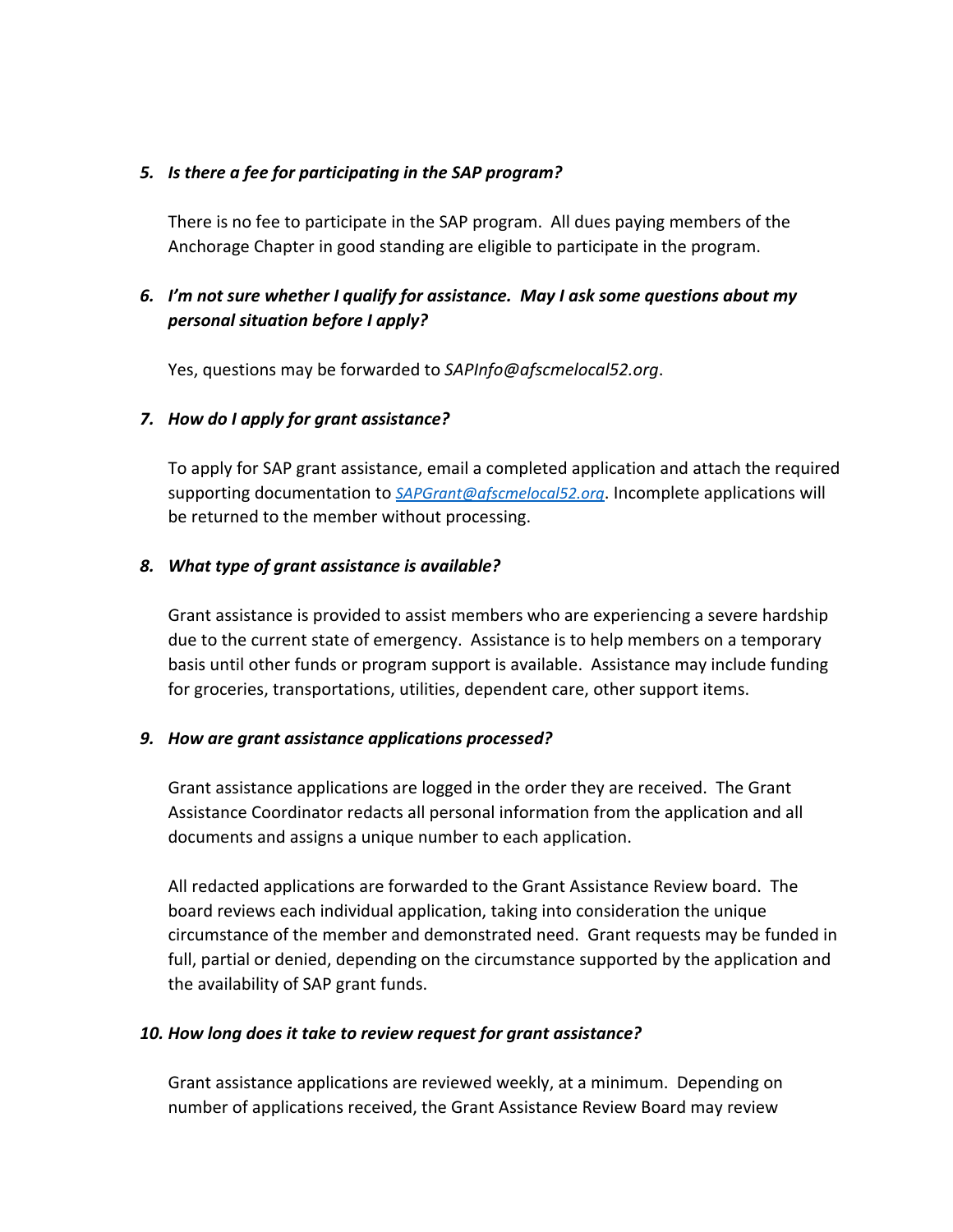5. ***Is there a fee for participating in the SAP program?***

   There is no fee to participate in the SAP program. All dues paying members of the Anchorage Chapter in good standing are eligible to participate in the program.

6. ***I'm not sure whether I qualify for assistance. May I ask some questions about my personal situation before I apply?***

   Yes, questions may be forwarded to *SAPInfo@afscmelocal52.org*.

7. ***How do I apply for grant assistance?***

   To apply for SAP grant assistance, email a completed application and attach the required supporting documentation to *SAPGrant@afscmelocal52.org*. Incomplete applications will be returned to the member without processing.

8. ***What type of grant assistance is available?***

   Grant assistance is provided to assist members who are experiencing a severe hardship due to the current state of emergency. Assistance is to help members on a temporary basis until other funds or program support is available. Assistance may include funding for groceries, transportations, utilities, dependent care, other support items.

9. ***How are grant assistance applications processed?***

   Grant assistance applications are logged in the order they are received. The Grant Assistance Coordinator redacts all personal information from the application and all documents and assigns a unique number to each application.

   All redacted applications are forwarded to the Grant Assistance Review board. The board reviews each individual application, taking into consideration the unique circumstance of the member and demonstrated need. Grant requests may be funded in full, partial or denied, depending on the circumstance supported by the application and the availability of SAP grant funds.

10. ***How long does it take to review request for grant assistance?***

    Grant assistance applications are reviewed weekly, at a minimum. Depending on number of applications received, the Grant Assistance Review Board may review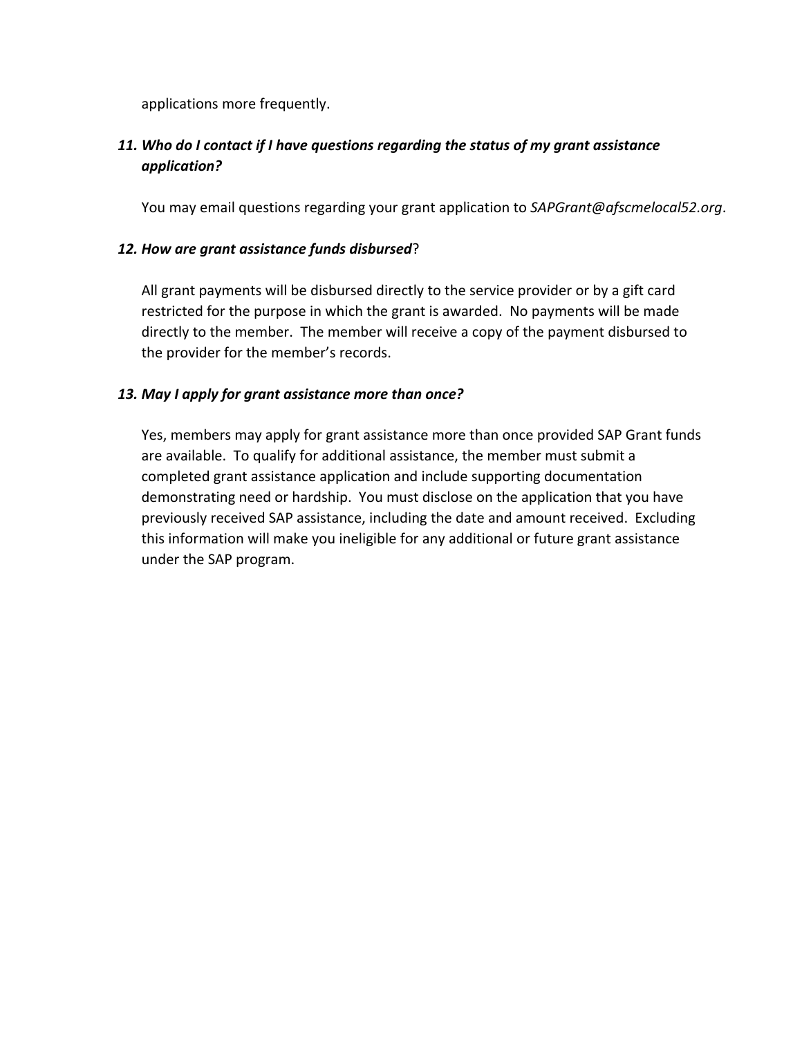applications more frequently.

11. ***Who do I contact if I have questions regarding the status of my grant assistance application?***

    You may email questions regarding your grant application to *SAPGrant@afscmelocal52.org*.

12. ***How are grant assistance funds disbursed***?

    All grant payments will be disbursed directly to the service provider or by a gift card restricted for the purpose in which the grant is awarded. No payments will be made directly to the member. The member will receive a copy of the payment disbursed to the provider for the member's records.

13. ***May I apply for grant assistance more than once?***

    Yes, members may apply for grant assistance more than once provided SAP Grant funds are available. To qualify for additional assistance, the member must submit a completed grant assistance application and include supporting documentation demonstrating need or hardship. You must disclose on the application that you have previously received SAP assistance, including the date and amount received. Excluding this information will make you ineligible for any additional or future grant assistance under the SAP program.